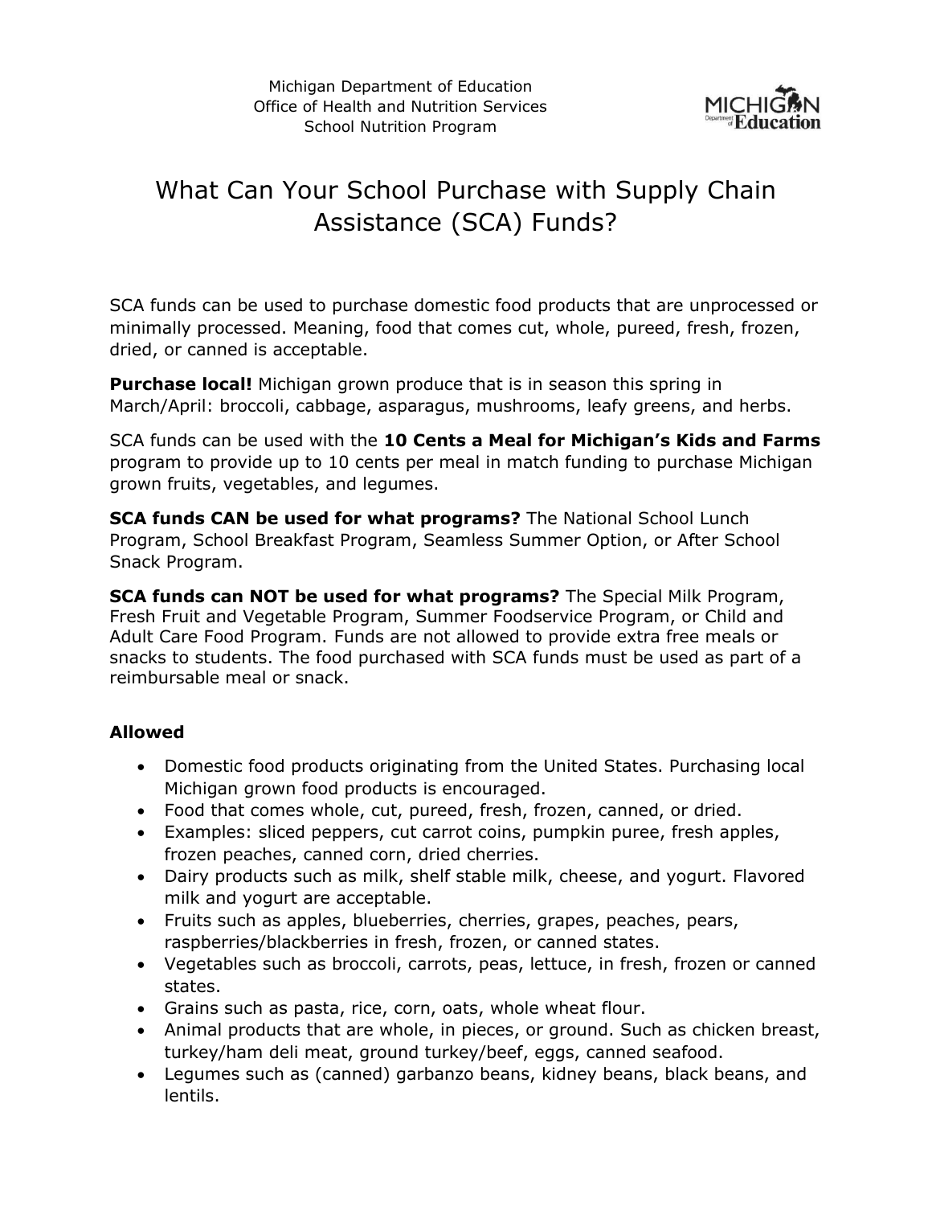Michigan Department of Education
Office of Health and Nutrition Services
School Nutrition Program

# What Can Your School Purchase with Supply Chain Assistance (SCA) Funds?

SCA funds can be used to purchase domestic food products that are unprocessed or minimally processed. Meaning, food that comes cut, whole, pureed, fresh, frozen, dried, or canned is acceptable.

**Purchase local!** Michigan grown produce that is in season this spring in March/April: broccoli, cabbage, asparagus, mushrooms, leafy greens, and herbs.

SCA funds can be used with the **10 Cents a Meal for Michigan's Kids and Farms** program to provide up to 10 cents per meal in match funding to purchase Michigan grown fruits, vegetables, and legumes.

**SCA funds CAN be used for what programs?** The National School Lunch Program, School Breakfast Program, Seamless Summer Option, or After School Snack Program.

**SCA funds can NOT be used for what programs?** The Special Milk Program, Fresh Fruit and Vegetable Program, Summer Foodservice Program, or Child and Adult Care Food Program. Funds are not allowed to provide extra free meals or snacks to students. The food purchased with SCA funds must be used as part of a reimbursable meal or snack.

**Allowed**

- Domestic food products originating from the United States. Purchasing local Michigan grown food products is encouraged.
- Food that comes whole, cut, pureed, fresh, frozen, canned, or dried.
- Examples: sliced peppers, cut carrot coins, pumpkin puree, fresh apples, frozen peaches, canned corn, dried cherries.
- Dairy products such as milk, shelf stable milk, cheese, and yogurt. Flavored milk and yogurt are acceptable.
- Fruits such as apples, blueberries, cherries, grapes, peaches, pears, raspberries/blackberries in fresh, frozen, or canned states.
- Vegetables such as broccoli, carrots, peas, lettuce, in fresh, frozen or canned states.
- Grains such as pasta, rice, corn, oats, whole wheat flour.
- Animal products that are whole, in pieces, or ground. Such as chicken breast, turkey/ham deli meat, ground turkey/beef, eggs, canned seafood.
- Legumes such as (canned) garbanzo beans, kidney beans, black beans, and lentils.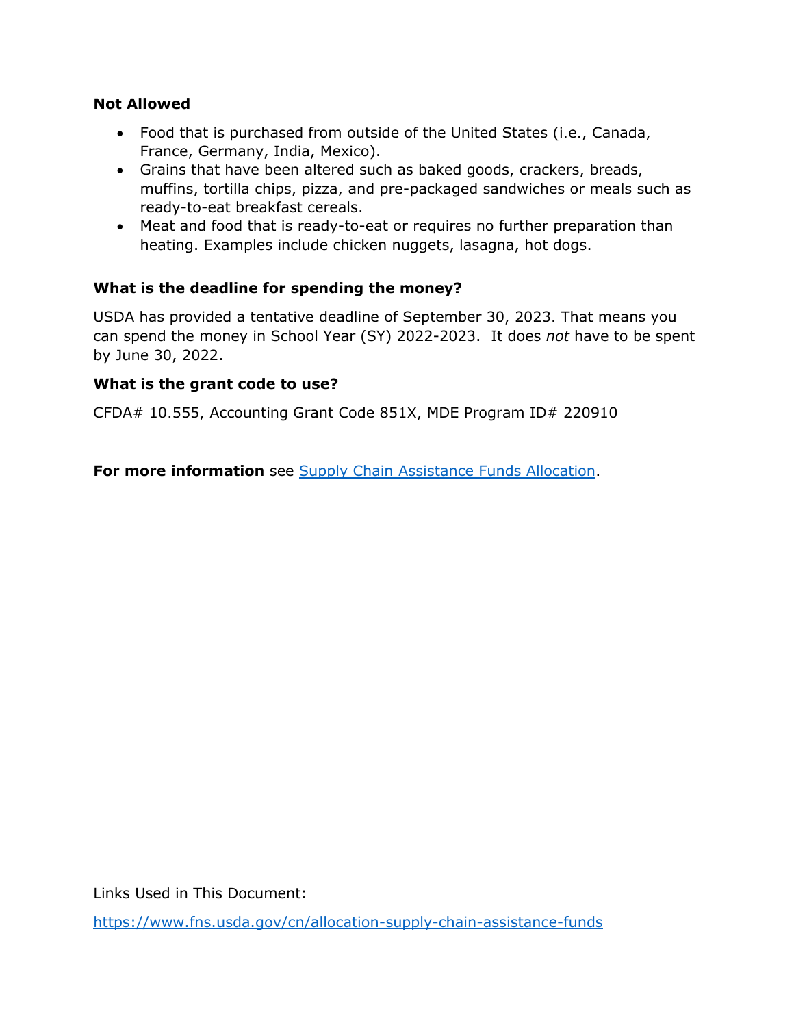**Not Allowed**

- Food that is purchased from outside of the United States (i.e., Canada, France, Germany, India, Mexico).
- Grains that have been altered such as baked goods, crackers, breads, muffins, tortilla chips, pizza, and pre-packaged sandwiches or meals such as ready-to-eat breakfast cereals.
- Meat and food that is ready-to-eat or requires no further preparation than heating. Examples include chicken nuggets, lasagna, hot dogs.

**What is the deadline for spending the money?**

USDA has provided a tentative deadline of September 30, 2023. That means you can spend the money in School Year (SY) 2022-2023. It does *not* have to be spent by June 30, 2022.

**What is the grant code to use?**

CFDA# 10.555, Accounting Grant Code 851X, MDE Program ID# 220910

**For more information** see [Supply Chain Assistance Funds Allocation](https://www.fns.usda.gov/cn/allocation-supply-chain-assistance-funds).

Links Used in This Document:

https://www.fns.usda.gov/cn/allocation-supply-chain-assistance-funds